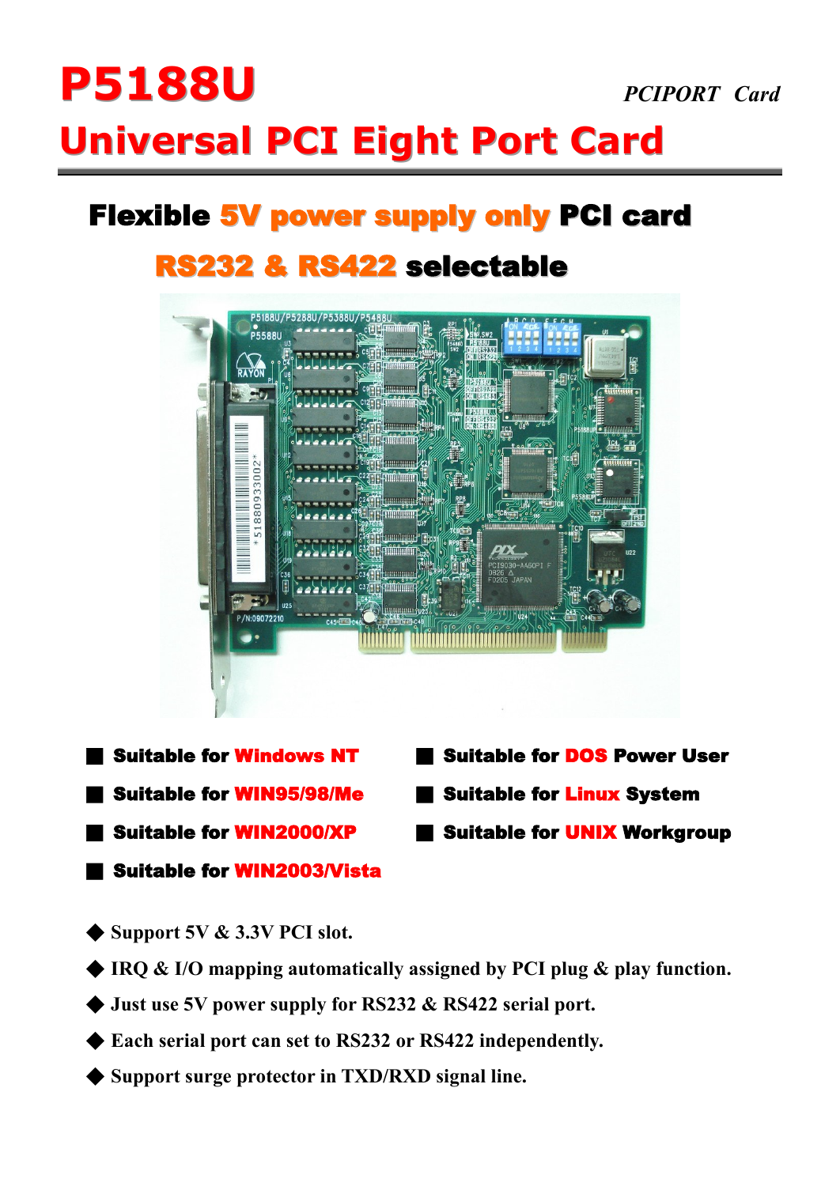# P5188U

*PCIPORT Card*

## Universal PCI Eight Port Card

### Flexible 5V power supply only PCI card

### RS232 & RS422 selectable

- Suitable for **Windows NT**
- Suitable for **WIN95/98/Me**
- Suitable for **WIN2000/XP**
- Suitable for **WIN2003/Vista**
- Suitable for **DOS** Power User
- Suitable for **Linux** System
- Suitable for **UNIX** Workgroup

◆ Support 5V & 3.3V PCI slot.

◆ IRQ & I/O mapping automatically assigned by PCI plug & play function.

◆ Just use 5V power supply for RS232 & RS422 serial port.

◆ Each serial port can set to RS232 or RS422 independently.

◆ Support surge protector in TXD/RXD signal line.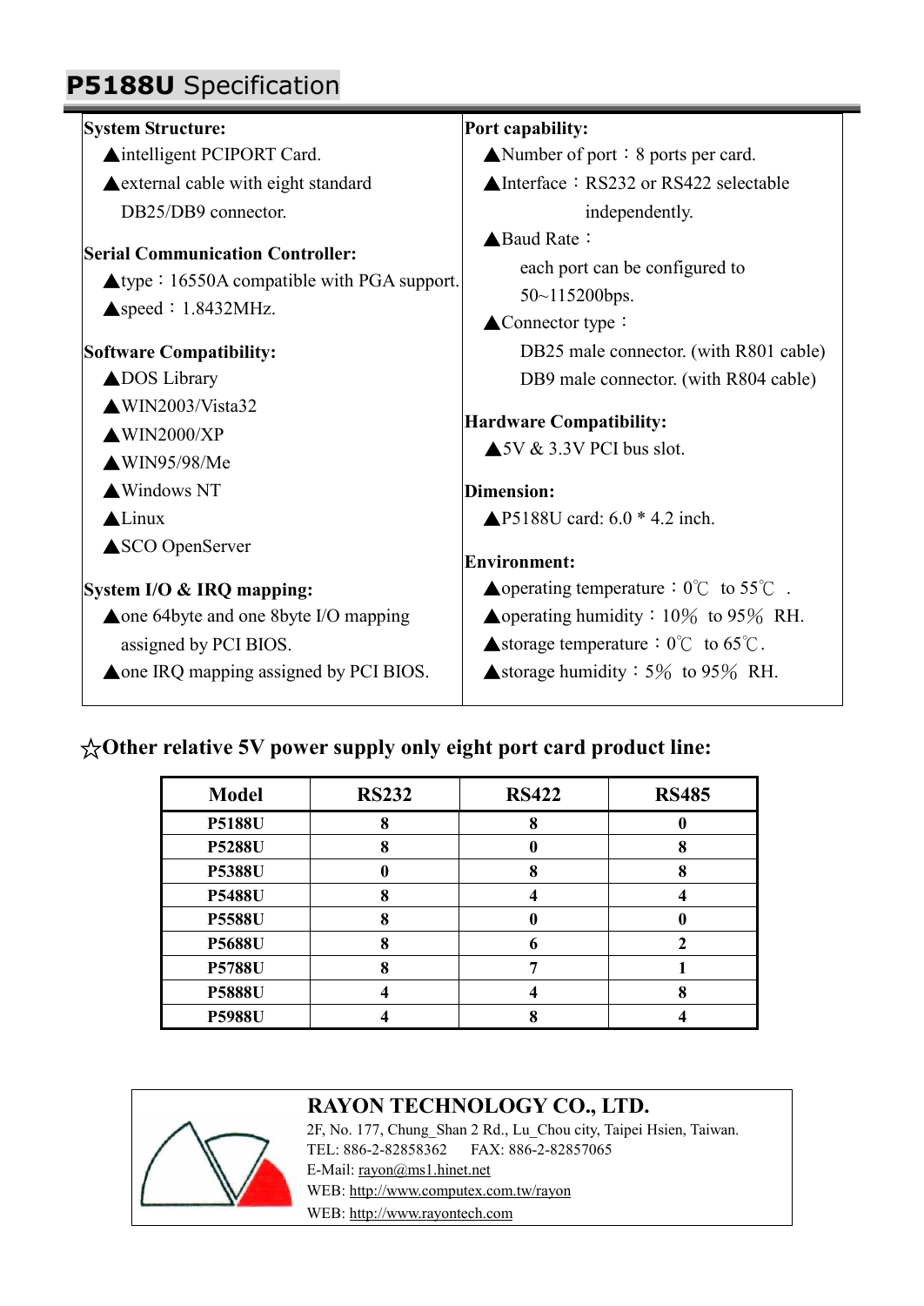# **P5188U** Specification

**System Structure:**

▲intelligent PCIPORT Card.

▲external cable with eight standard DB25/DB9 connector.

**Serial Communication Controller:**

▲type：16550A compatible with PGA support.

▲speed：1.8432MHz.

**Software Compatibility:**

▲DOS Library

▲WIN2003/Vista32

▲WIN2000/XP

▲WIN95/98/Me

▲Windows NT

▲Linux

▲SCO OpenServer

**System I/O & IRQ mapping:**

▲one 64byte and one 8byte I/O mapping assigned by PCI BIOS.

▲one IRQ mapping assigned by PCI BIOS.

**Port capability:**

▲Number of port：8 ports per card.

▲Interface：RS232 or RS422 selectable independently.

▲Baud Rate：
each port can be configured to 50~115200bps.

▲Connector type：
DB25 male connector. (with R801 cable)
DB9 male connector. (with R804 cable)

**Hardware Compatibility:**

▲5V & 3.3V PCI bus slot.

**Dimension:**

▲P5188U card: 6.0 * 4.2 inch.

**Environment:**

▲operating temperature：0℃ to 55℃ .

▲operating humidity：10% to 95% RH.

▲storage temperature：0℃ to 65℃.

▲storage humidity：5% to 95% RH.

**☆Other relative 5V power supply only eight port card product line:**

| Model | RS232 | RS422 | RS485 |
|---|---|---|---|
| **P5188U** | **8** | **8** | **0** |
| **P5288U** | **8** | **0** | **8** |
| **P5388U** | **0** | **8** | **8** |
| **P5488U** | **8** | **4** | **4** |
| **P5588U** | **8** | **0** | **0** |
| **P5688U** | **8** | **6** | **2** |
| **P5788U** | **8** | **7** | **1** |
| **P5888U** | **4** | **4** | **8** |
| **P5988U** | **4** | **8** | **4** |

**RAYON TECHNOLOGY CO., LTD.**
2F, No. 177, Chung_Shan 2 Rd., Lu_Chou city, Taipei Hsien, Taiwan.
TEL: 886-2-82858362 FAX: 886-2-82857065
E-Mail: rayon@ms1.hinet.net
WEB: http://www.computex.com.tw/rayon
WEB: http://www.rayontech.com